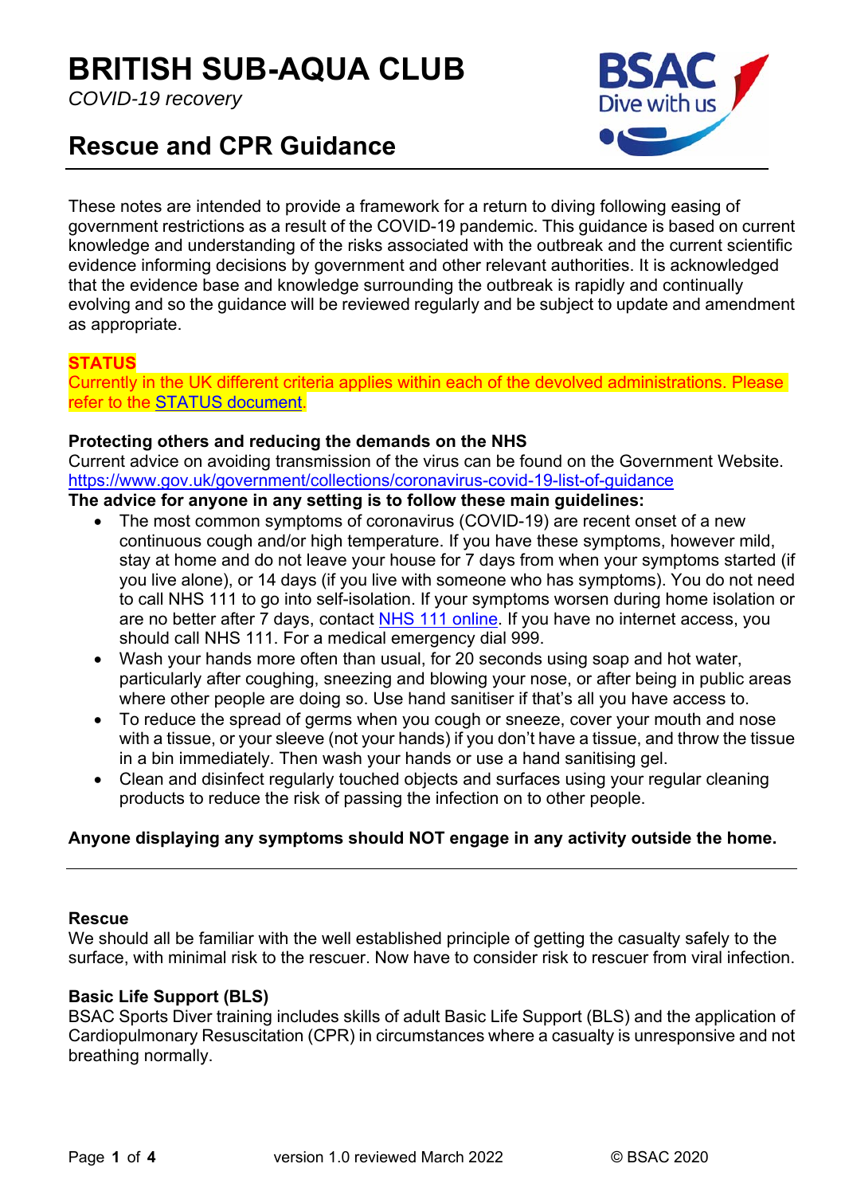# BRITISH SUB-AQUA CLUB

*COVID-19 recovery*

## Rescue and CPR Guidance

These notes are intended to provide a framework for a return to diving following easing of government restrictions as a result of the COVID-19 pandemic. This guidance is based on current knowledge and understanding of the risks associated with the outbreak and the current scientific evidence informing decisions by government and other relevant authorities. It is acknowledged that the evidence base and knowledge surrounding the outbreak is rapidly and continually evolving and so the guidance will be reviewed regularly and be subject to update and amendment as appropriate.

**STATUS**

Currently in the UK different criteria applies within each of the devolved administrations. Please refer to the STATUS document.

**Protecting others and reducing the demands on the NHS**

Current advice on avoiding transmission of the virus can be found on the Government Website.
https://www.gov.uk/government/collections/coronavirus-covid-19-list-of-guidance

**The advice for anyone in any setting is to follow these main guidelines:**

- The most common symptoms of coronavirus (COVID-19) are recent onset of a new continuous cough and/or high temperature. If you have these symptoms, however mild, stay at home and do not leave your house for 7 days from when your symptoms started (if you live alone), or 14 days (if you live with someone who has symptoms). You do not need to call NHS 111 to go into self-isolation. If your symptoms worsen during home isolation or are no better after 7 days, contact NHS 111 online. If you have no internet access, you should call NHS 111. For a medical emergency dial 999.
- Wash your hands more often than usual, for 20 seconds using soap and hot water, particularly after coughing, sneezing and blowing your nose, or after being in public areas where other people are doing so. Use hand sanitiser if that's all you have access to.
- To reduce the spread of germs when you cough or sneeze, cover your mouth and nose with a tissue, or your sleeve (not your hands) if you don't have a tissue, and throw the tissue in a bin immediately. Then wash your hands or use a hand sanitising gel.
- Clean and disinfect regularly touched objects and surfaces using your regular cleaning products to reduce the risk of passing the infection on to other people.

**Anyone displaying any symptoms should NOT engage in any activity outside the home.**

---

**Rescue**

We should all be familiar with the well established principle of getting the casualty safely to the surface, with minimal risk to the rescuer. Now have to consider risk to rescuer from viral infection.

**Basic Life Support (BLS)**

BSAC Sports Diver training includes skills of adult Basic Life Support (BLS) and the application of Cardiopulmonary Resuscitation (CPR) in circumstances where a casualty is unresponsive and not breathing normally.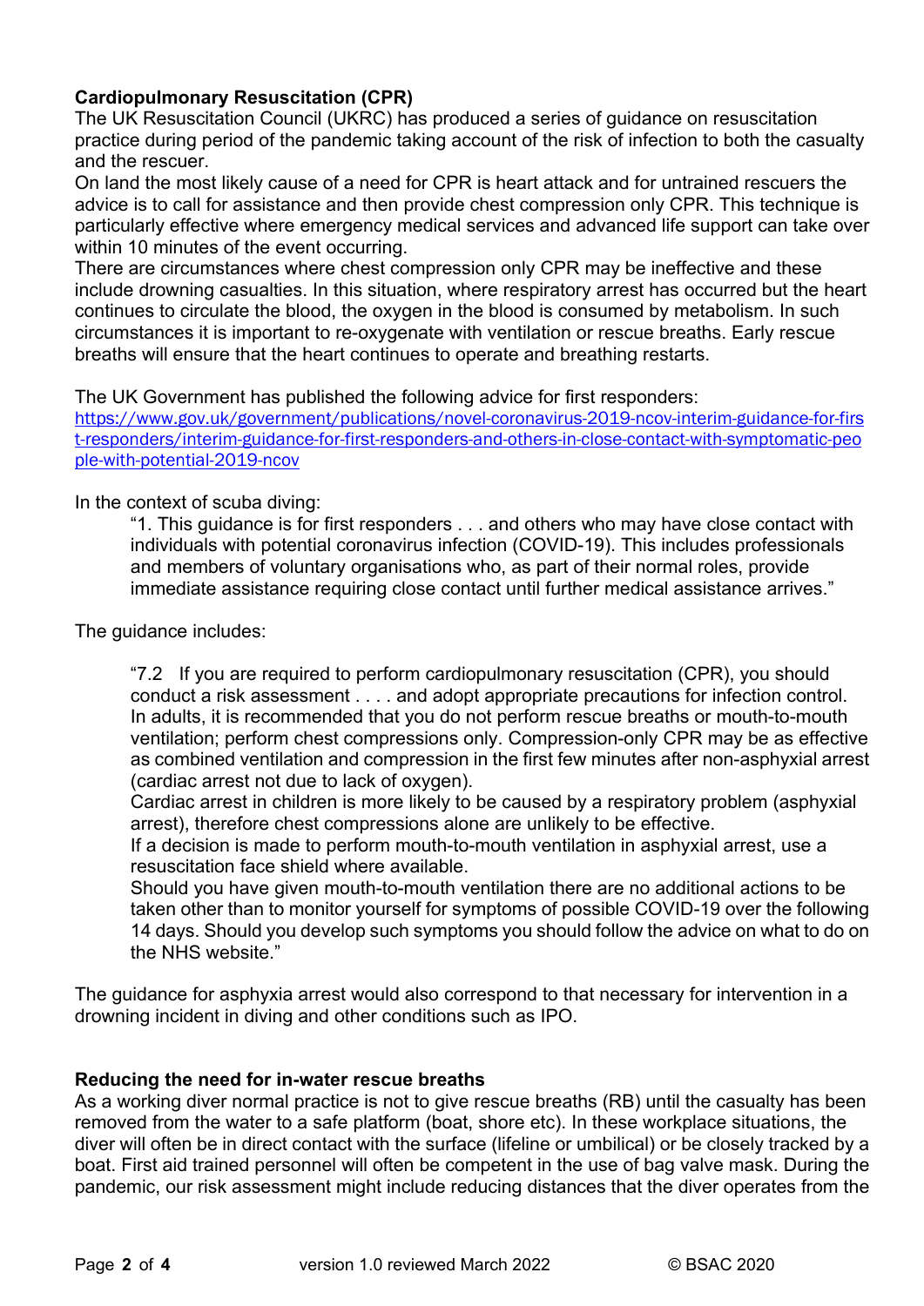**Cardiopulmonary Resuscitation (CPR)**

The UK Resuscitation Council (UKRC) has produced a series of guidance on resuscitation practice during period of the pandemic taking account of the risk of infection to both the casualty and the rescuer.

On land the most likely cause of a need for CPR is heart attack and for untrained rescuers the advice is to call for assistance and then provide chest compression only CPR. This technique is particularly effective where emergency medical services and advanced life support can take over within 10 minutes of the event occurring.

There are circumstances where chest compression only CPR may be ineffective and these include drowning casualties. In this situation, where respiratory arrest has occurred but the heart continues to circulate the blood, the oxygen in the blood is consumed by metabolism. In such circumstances it is important to re-oxygenate with ventilation or rescue breaths. Early rescue breaths will ensure that the heart continues to operate and breathing restarts.

The UK Government has published the following advice for first responders:
https://www.gov.uk/government/publications/novel-coronavirus-2019-ncov-interim-guidance-for-first-responders/interim-guidance-for-first-responders-and-others-in-close-contact-with-symptomatic-people-with-potential-2019-ncov

In the context of scuba diving:

> "1. This guidance is for first responders . . . and others who may have close contact with individuals with potential coronavirus infection (COVID-19). This includes professionals and members of voluntary organisations who, as part of their normal roles, provide immediate assistance requiring close contact until further medical assistance arrives."

The guidance includes:

> "7.2 If you are required to perform cardiopulmonary resuscitation (CPR), you should conduct a risk assessment . . . . and adopt appropriate precautions for infection control. In adults, it is recommended that you do not perform rescue breaths or mouth-to-mouth ventilation; perform chest compressions only. Compression-only CPR may be as effective as combined ventilation and compression in the first few minutes after non-asphyxial arrest (cardiac arrest not due to lack of oxygen).
> Cardiac arrest in children is more likely to be caused by a respiratory problem (asphyxial arrest), therefore chest compressions alone are unlikely to be effective.
> If a decision is made to perform mouth-to-mouth ventilation in asphyxial arrest, use a resuscitation face shield where available.
> Should you have given mouth-to-mouth ventilation there are no additional actions to be taken other than to monitor yourself for symptoms of possible COVID-19 over the following 14 days. Should you develop such symptoms you should follow the advice on what to do on the NHS website."

The guidance for asphyxia arrest would also correspond to that necessary for intervention in a drowning incident in diving and other conditions such as IPO.

**Reducing the need for in-water rescue breaths**

As a working diver normal practice is not to give rescue breaths (RB) until the casualty has been removed from the water to a safe platform (boat, shore etc). In these workplace situations, the diver will often be in direct contact with the surface (lifeline or umbilical) or be closely tracked by a boat. First aid trained personnel will often be competent in the use of bag valve mask. During the pandemic, our risk assessment might include reducing distances that the diver operates from the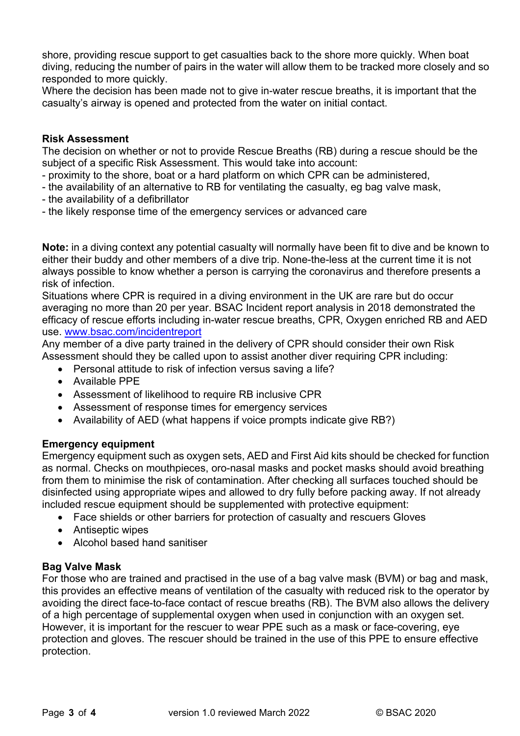shore, providing rescue support to get casualties back to the shore more quickly. When boat diving, reducing the number of pairs in the water will allow them to be tracked more closely and so responded to more quickly.
Where the decision has been made not to give in-water rescue breaths, it is important that the casualty's airway is opened and protected from the water on initial contact.

**Risk Assessment**
The decision on whether or not to provide Rescue Breaths (RB) during a rescue should be the subject of a specific Risk Assessment. This would take into account:
- proximity to the shore, boat or a hard platform on which CPR can be administered,
- the availability of an alternative to RB for ventilating the casualty, eg bag valve mask,
- the availability of a defibrillator
- the likely response time of the emergency services or advanced care

**Note:** in a diving context any potential casualty will normally have been fit to dive and be known to either their buddy and other members of a dive trip. None-the-less at the current time it is not always possible to know whether a person is carrying the coronavirus and therefore presents a risk of infection.
Situations where CPR is required in a diving environment in the UK are rare but do occur averaging no more than 20 per year. BSAC Incident report analysis in 2018 demonstrated the efficacy of rescue efforts including in-water rescue breaths, CPR, Oxygen enriched RB and AED use. [www.bsac.com/incidentreport](http://www.bsac.com/incidentreport)
Any member of a dive party trained in the delivery of CPR should consider their own Risk Assessment should they be called upon to assist another diver requiring CPR including:

- Personal attitude to risk of infection versus saving a life?
- Available PPE
- Assessment of likelihood to require RB inclusive CPR
- Assessment of response times for emergency services
- Availability of AED (what happens if voice prompts indicate give RB?)

**Emergency equipment**
Emergency equipment such as oxygen sets, AED and First Aid kits should be checked for function as normal. Checks on mouthpieces, oro-nasal masks and pocket masks should avoid breathing from them to minimise the risk of contamination. After checking all surfaces touched should be disinfected using appropriate wipes and allowed to dry fully before packing away. If not already included rescue equipment should be supplemented with protective equipment:

- Face shields or other barriers for protection of casualty and rescuers Gloves
- Antiseptic wipes
- Alcohol based hand sanitiser

**Bag Valve Mask**
For those who are trained and practised in the use of a bag valve mask (BVM) or bag and mask, this provides an effective means of ventilation of the casualty with reduced risk to the operator by avoiding the direct face-to-face contact of rescue breaths (RB). The BVM also allows the delivery of a high percentage of supplemental oxygen when used in conjunction with an oxygen set. However, it is important for the rescuer to wear PPE such as a mask or face-covering, eye protection and gloves. The rescuer should be trained in the use of this PPE to ensure effective protection.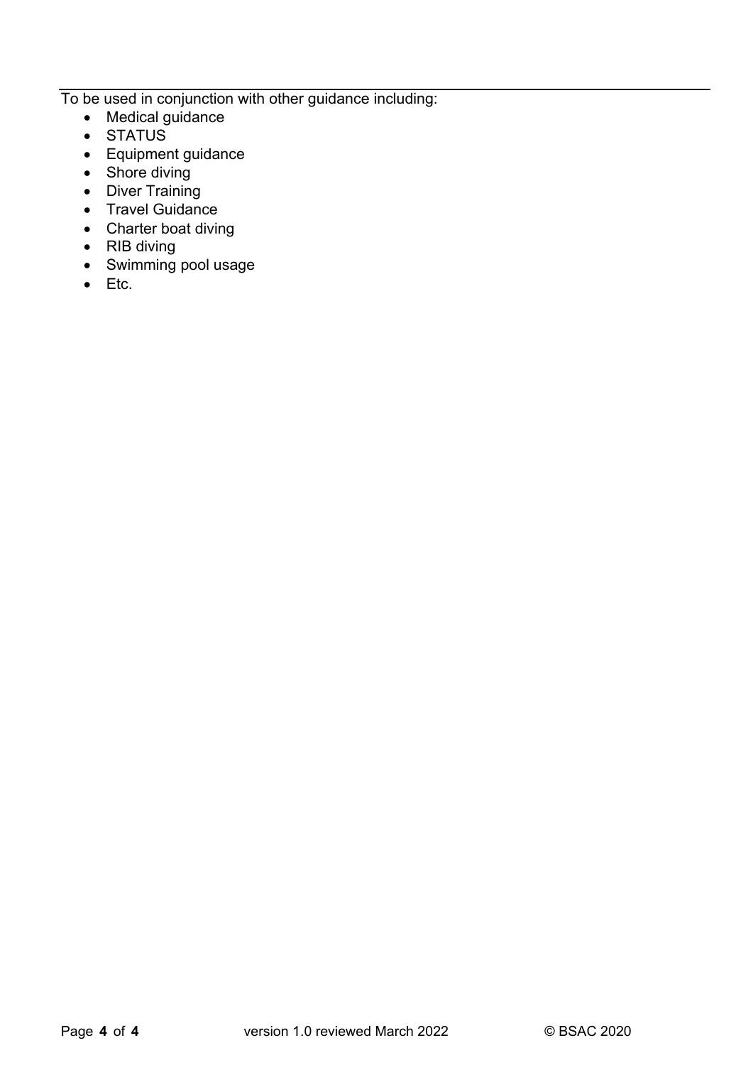To be used in conjunction with other guidance including:

- Medical guidance
- STATUS
- Equipment guidance
- Shore diving
- Diver Training
- Travel Guidance
- Charter boat diving
- RIB diving
- Swimming pool usage
- Etc.